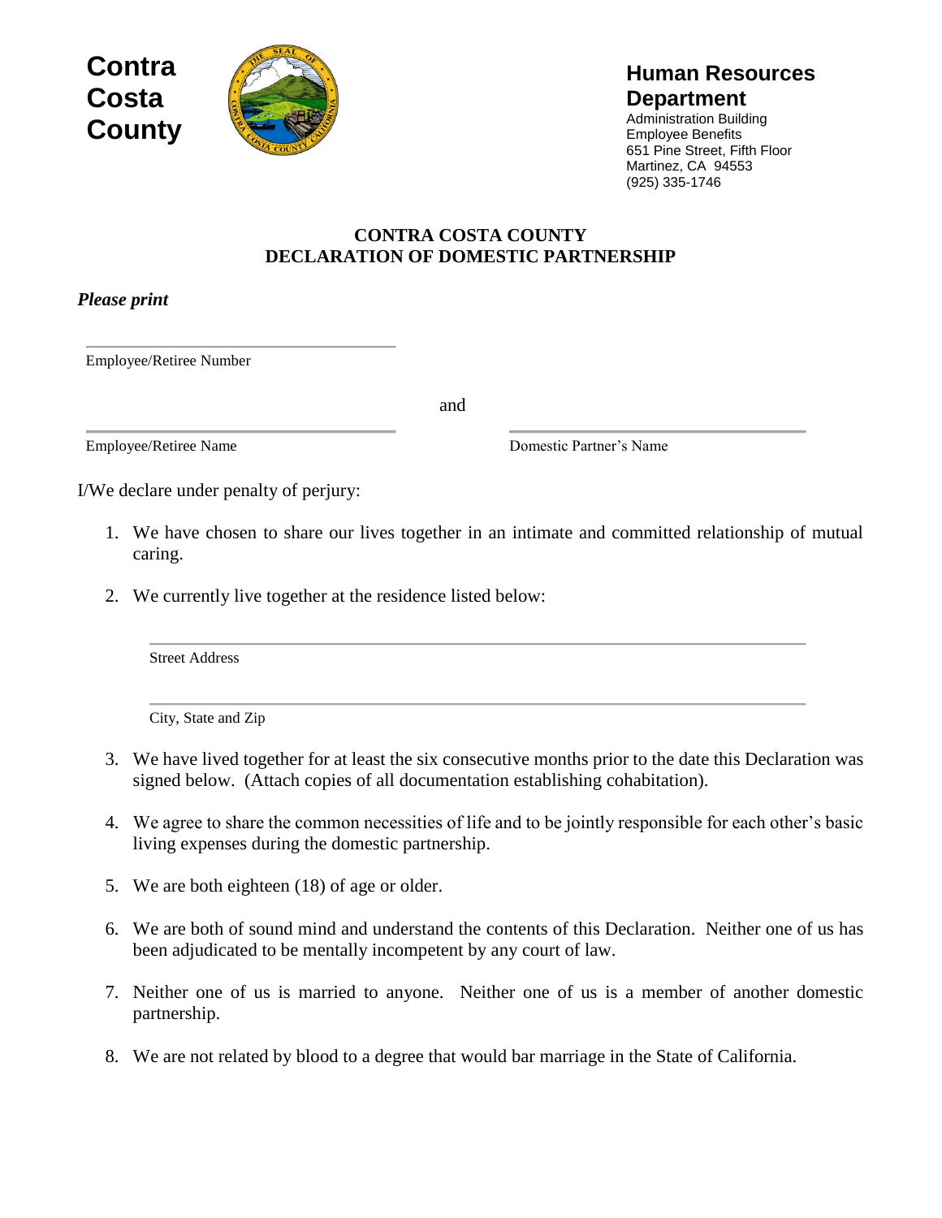**Contra Costa County**

## Human Resources Department

Administration Building
Employee Benefits
651 Pine Street, Fifth Floor
Martinez, CA 94553
(925) 335-1746

# CONTRA COSTA COUNTY DECLARATION OF DOMESTIC PARTNERSHIP

***Please print***

\_\_\_\_\_\_\_\_\_\_\_\_\_\_\_\_\_\_\_\_\_\_\_\_\_\_\_\_\_\_\_\_
Employee/Retiree Number

and

\_\_\_\_\_\_\_\_\_\_\_\_\_\_\_\_\_\_\_\_\_\_\_\_\_\_\_\_\_\_\_\_ \_\_\_\_\_\_\_\_\_\_\_\_\_\_\_\_\_\_\_\_\_\_\_\_\_\_\_\_\_\_\_\_
Employee/Retiree Name Domestic Partner's Name

I/We declare under penalty of perjury:

1. We have chosen to share our lives together in an intimate and committed relationship of mutual caring.

2. We currently live together at the residence listed below:

   \_\_\_\_\_\_\_\_\_\_\_\_\_\_\_\_\_\_\_\_\_\_\_\_\_\_\_\_\_\_\_\_\_\_\_\_\_\_\_\_\_\_\_\_\_\_\_\_\_\_\_\_\_\_\_\_\_\_\_\_
   Street Address

   \_\_\_\_\_\_\_\_\_\_\_\_\_\_\_\_\_\_\_\_\_\_\_\_\_\_\_\_\_\_\_\_\_\_\_\_\_\_\_\_\_\_\_\_\_\_\_\_\_\_\_\_\_\_\_\_\_\_\_\_
   City, State and Zip

3. We have lived together for at least the six consecutive months prior to the date this Declaration was signed below. (Attach copies of all documentation establishing cohabitation).

4. We agree to share the common necessities of life and to be jointly responsible for each other's basic living expenses during the domestic partnership.

5. We are both eighteen (18) of age or older.

6. We are both of sound mind and understand the contents of this Declaration. Neither one of us has been adjudicated to be mentally incompetent by any court of law.

7. Neither one of us is married to anyone. Neither one of us is a member of another domestic partnership.

8. We are not related by blood to a degree that would bar marriage in the State of California.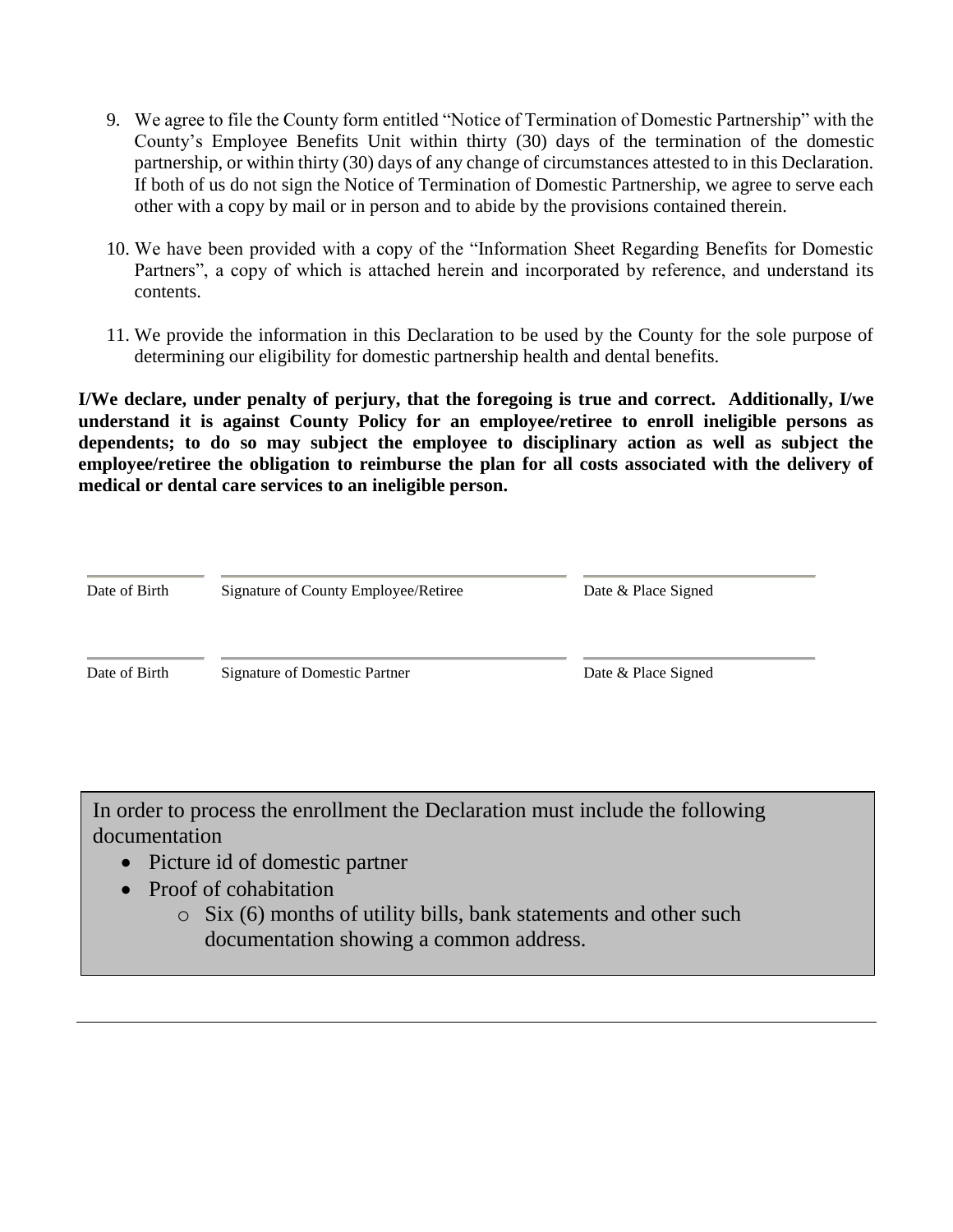9. We agree to file the County form entitled "Notice of Termination of Domestic Partnership" with the County's Employee Benefits Unit within thirty (30) days of the termination of the domestic partnership, or within thirty (30) days of any change of circumstances attested to in this Declaration. If both of us do not sign the Notice of Termination of Domestic Partnership, we agree to serve each other with a copy by mail or in person and to abide by the provisions contained therein.

10. We have been provided with a copy of the "Information Sheet Regarding Benefits for Domestic Partners", a copy of which is attached herein and incorporated by reference, and understand its contents.

11. We provide the information in this Declaration to be used by the County for the sole purpose of determining our eligibility for domestic partnership health and dental benefits.

**I/We declare, under penalty of perjury, that the foregoing is true and correct. Additionally, I/we understand it is against County Policy for an employee/retiree to enroll ineligible persons as dependents; to do so may subject the employee to disciplinary action as well as subject the employee/retiree the obligation to reimburse the plan for all costs associated with the delivery of medical or dental care services to an ineligible person.**

| | | |
|---|---|---|
| Date of Birth | Signature of County Employee/Retiree | Date & Place Signed |
| Date of Birth | Signature of Domestic Partner | Date & Place Signed |

In order to process the enrollment the Declaration must include the following documentation

- Picture id of domestic partner
- Proof of cohabitation
  - Six (6) months of utility bills, bank statements and other such documentation showing a common address.